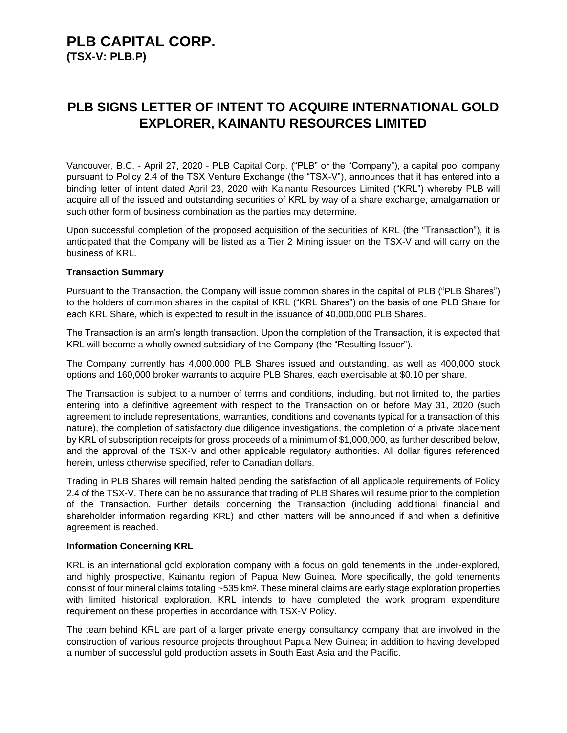# PLB CAPITAL CORP.
**(TSX-V: PLB.P)**

## PLB SIGNS LETTER OF INTENT TO ACQUIRE INTERNATIONAL GOLD EXPLORER, KAINANTU RESOURCES LIMITED

Vancouver, B.C. - April 27, 2020 - PLB Capital Corp. ("PLB" or the "Company"), a capital pool company pursuant to Policy 2.4 of the TSX Venture Exchange (the "TSX-V"), announces that it has entered into a binding letter of intent dated April 23, 2020 with Kainantu Resources Limited ("KRL") whereby PLB will acquire all of the issued and outstanding securities of KRL by way of a share exchange, amalgamation or such other form of business combination as the parties may determine.

Upon successful completion of the proposed acquisition of the securities of KRL (the "Transaction"), it is anticipated that the Company will be listed as a Tier 2 Mining issuer on the TSX-V and will carry on the business of KRL.

**Transaction Summary**

Pursuant to the Transaction, the Company will issue common shares in the capital of PLB ("PLB Shares") to the holders of common shares in the capital of KRL ("KRL Shares") on the basis of one PLB Share for each KRL Share, which is expected to result in the issuance of 40,000,000 PLB Shares.

The Transaction is an arm's length transaction. Upon the completion of the Transaction, it is expected that KRL will become a wholly owned subsidiary of the Company (the "Resulting Issuer").

The Company currently has 4,000,000 PLB Shares issued and outstanding, as well as 400,000 stock options and 160,000 broker warrants to acquire PLB Shares, each exercisable at $0.10 per share.

The Transaction is subject to a number of terms and conditions, including, but not limited to, the parties entering into a definitive agreement with respect to the Transaction on or before May 31, 2020 (such agreement to include representations, warranties, conditions and covenants typical for a transaction of this nature), the completion of satisfactory due diligence investigations, the completion of a private placement by KRL of subscription receipts for gross proceeds of a minimum of $1,000,000, as further described below, and the approval of the TSX-V and other applicable regulatory authorities. All dollar figures referenced herein, unless otherwise specified, refer to Canadian dollars.

Trading in PLB Shares will remain halted pending the satisfaction of all applicable requirements of Policy 2.4 of the TSX-V. There can be no assurance that trading of PLB Shares will resume prior to the completion of the Transaction. Further details concerning the Transaction (including additional financial and shareholder information regarding KRL) and other matters will be announced if and when a definitive agreement is reached.

**Information Concerning KRL**

KRL is an international gold exploration company with a focus on gold tenements in the under-explored, and highly prospective, Kainantu region of Papua New Guinea. More specifically, the gold tenements consist of four mineral claims totaling ~535 km². These mineral claims are early stage exploration properties with limited historical exploration. KRL intends to have completed the work program expenditure requirement on these properties in accordance with TSX-V Policy.

The team behind KRL are part of a larger private energy consultancy company that are involved in the construction of various resource projects throughout Papua New Guinea; in addition to having developed a number of successful gold production assets in South East Asia and the Pacific.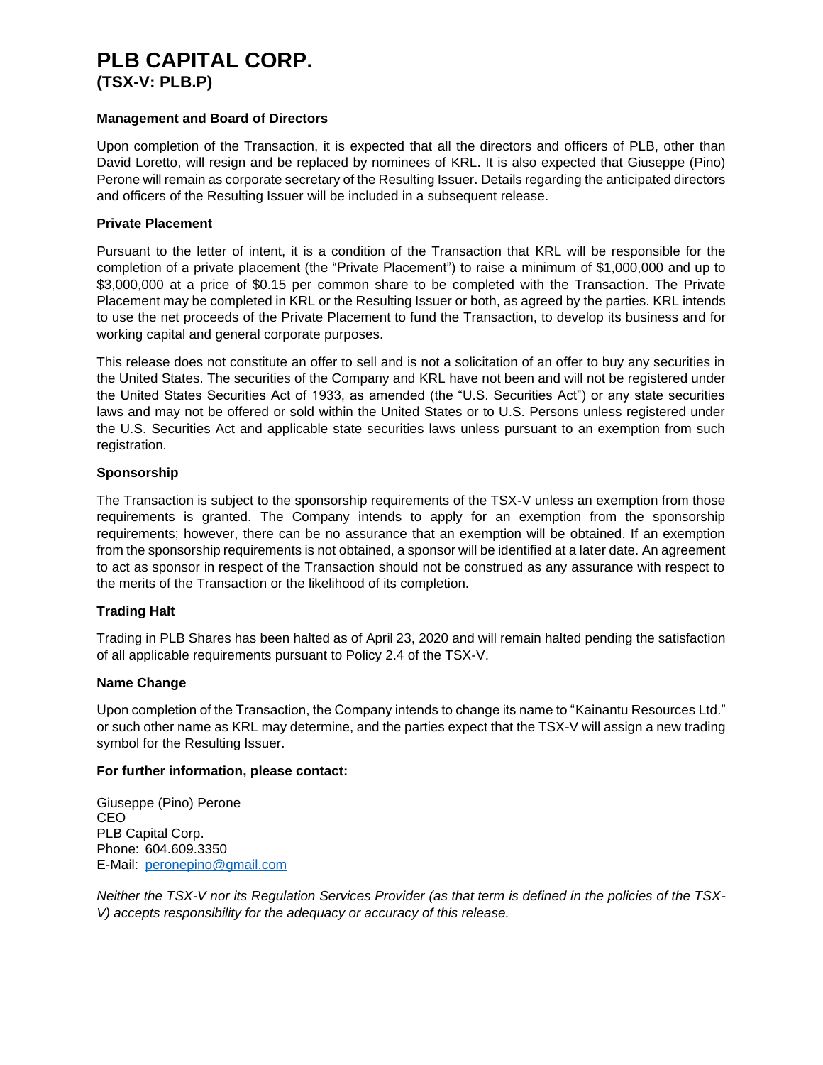# PLB CAPITAL CORP.
## (TSX-V: PLB.P)

**Management and Board of Directors**

Upon completion of the Transaction, it is expected that all the directors and officers of PLB, other than David Loretto, will resign and be replaced by nominees of KRL. It is also expected that Giuseppe (Pino) Perone will remain as corporate secretary of the Resulting Issuer. Details regarding the anticipated directors and officers of the Resulting Issuer will be included in a subsequent release.

**Private Placement**

Pursuant to the letter of intent, it is a condition of the Transaction that KRL will be responsible for the completion of a private placement (the "Private Placement") to raise a minimum of $1,000,000 and up to $3,000,000 at a price of $0.15 per common share to be completed with the Transaction. The Private Placement may be completed in KRL or the Resulting Issuer or both, as agreed by the parties. KRL intends to use the net proceeds of the Private Placement to fund the Transaction, to develop its business and for working capital and general corporate purposes.

This release does not constitute an offer to sell and is not a solicitation of an offer to buy any securities in the United States. The securities of the Company and KRL have not been and will not be registered under the United States Securities Act of 1933, as amended (the "U.S. Securities Act") or any state securities laws and may not be offered or sold within the United States or to U.S. Persons unless registered under the U.S. Securities Act and applicable state securities laws unless pursuant to an exemption from such registration.

**Sponsorship**

The Transaction is subject to the sponsorship requirements of the TSX-V unless an exemption from those requirements is granted. The Company intends to apply for an exemption from the sponsorship requirements; however, there can be no assurance that an exemption will be obtained. If an exemption from the sponsorship requirements is not obtained, a sponsor will be identified at a later date. An agreement to act as sponsor in respect of the Transaction should not be construed as any assurance with respect to the merits of the Transaction or the likelihood of its completion.

**Trading Halt**

Trading in PLB Shares has been halted as of April 23, 2020 and will remain halted pending the satisfaction of all applicable requirements pursuant to Policy 2.4 of the TSX-V.

**Name Change**

Upon completion of the Transaction, the Company intends to change its name to "Kainantu Resources Ltd." or such other name as KRL may determine, and the parties expect that the TSX-V will assign a new trading symbol for the Resulting Issuer.

**For further information, please contact:**

Giuseppe (Pino) Perone
CEO
PLB Capital Corp.
Phone: 604.609.3350
E-Mail: peronepino@gmail.com

*Neither the TSX-V nor its Regulation Services Provider (as that term is defined in the policies of the TSX-V) accepts responsibility for the adequacy or accuracy of this release.*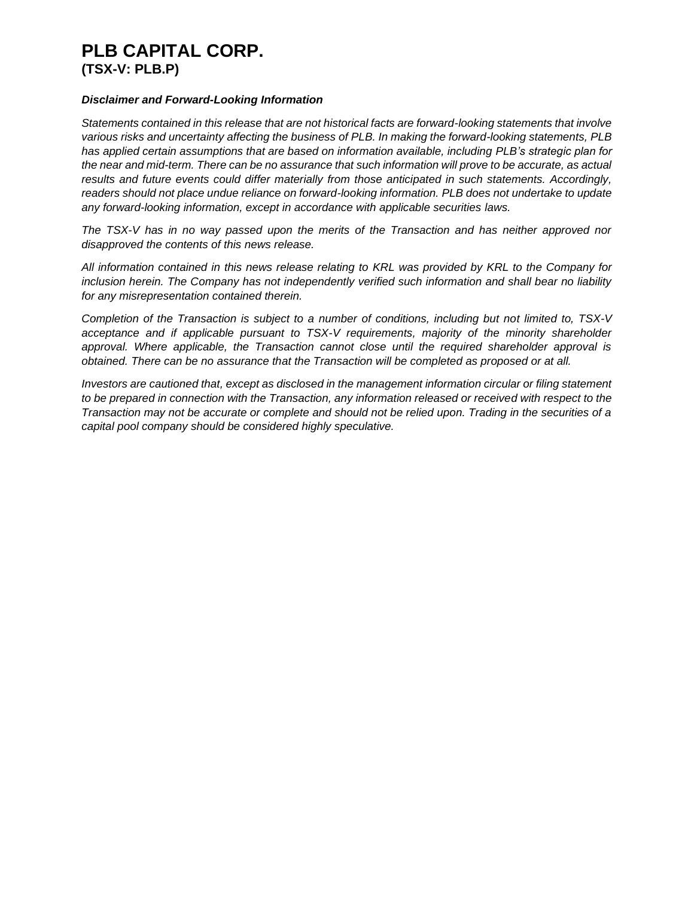# PLB CAPITAL CORP.
**(TSX-V: PLB.P)**

***Disclaimer and Forward-Looking Information***

*Statements contained in this release that are not historical facts are forward-looking statements that involve various risks and uncertainty affecting the business of PLB. In making the forward-looking statements, PLB has applied certain assumptions that are based on information available, including PLB's strategic plan for the near and mid-term. There can be no assurance that such information will prove to be accurate, as actual results and future events could differ materially from those anticipated in such statements. Accordingly, readers should not place undue reliance on forward-looking information. PLB does not undertake to update any forward-looking information, except in accordance with applicable securities laws.*

*The TSX-V has in no way passed upon the merits of the Transaction and has neither approved nor disapproved the contents of this news release.*

*All information contained in this news release relating to KRL was provided by KRL to the Company for inclusion herein. The Company has not independently verified such information and shall bear no liability for any misrepresentation contained therein.*

*Completion of the Transaction is subject to a number of conditions, including but not limited to, TSX-V acceptance and if applicable pursuant to TSX-V requirements, majority of the minority shareholder approval. Where applicable, the Transaction cannot close until the required shareholder approval is obtained. There can be no assurance that the Transaction will be completed as proposed or at all.*

*Investors are cautioned that, except as disclosed in the management information circular or filing statement to be prepared in connection with the Transaction, any information released or received with respect to the Transaction may not be accurate or complete and should not be relied upon. Trading in the securities of a capital pool company should be considered highly speculative.*